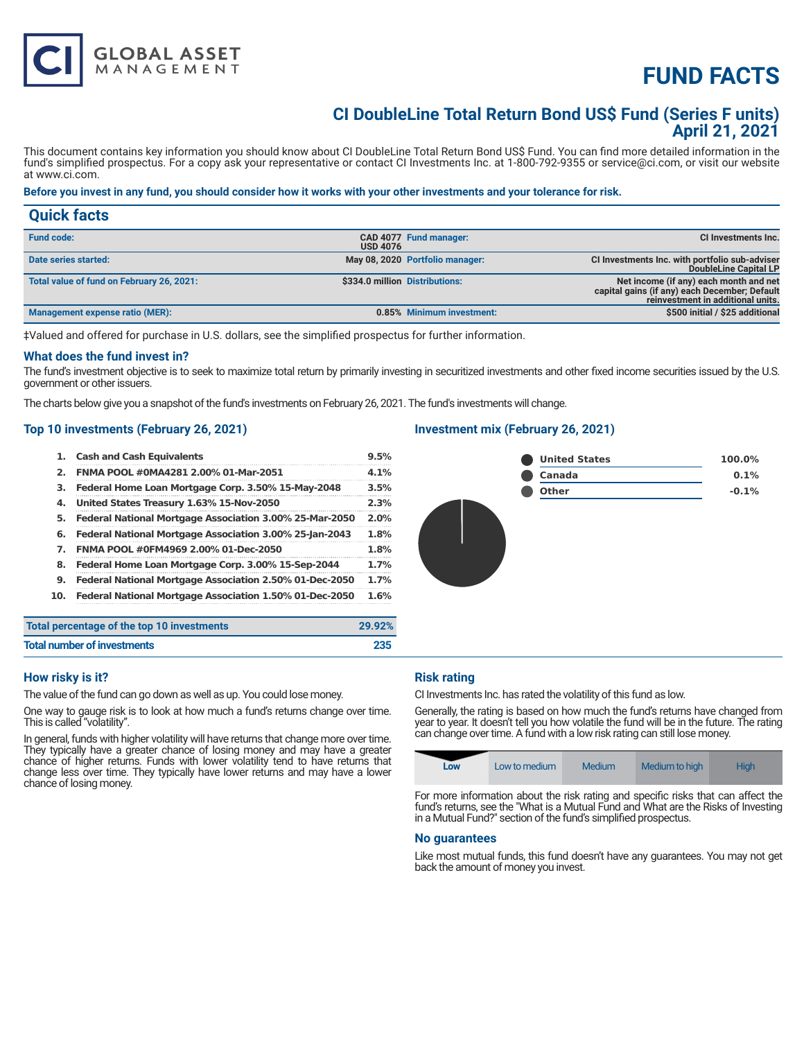# FUND FACTS

## CI DoubleLine Total Return Bond US$ Fund (Series F units)
## April 21, 2021

This document contains key information you should know about CI DoubleLine Total Return Bond US$ Fund. You can find more detailed information in the fund's simplified prospectus. For a copy ask your representative or contact CI Investments Inc. at 1-800-792-9355 or service@ci.com, or visit our website at www.ci.com.

**Before you invest in any fund, you should consider how it works with your other investments and your tolerance for risk.**

## Quick facts

| | | | |
|---|---|---|---|
| **Fund code:** | CAD 4077 USD 4076 | **Fund manager:** | CI Investments Inc. |
| **Date series started:** | May 08, 2020 | **Portfolio manager:** | CI Investments Inc. with portfolio sub-adviser DoubleLine Capital LP |
| **Total value of fund on February 26, 2021:** | $334.0 million | **Distributions:** | Net income (if any) each month and net capital gains (if any) each December; Default reinvestment in additional units. |
| **Management expense ratio (MER):** | 0.85% | **Minimum investment:** | $500 initial / $25 additional |

‡Valued and offered for purchase in U.S. dollars, see the simplified prospectus for further information.

### What does the fund invest in?

The fund's investment objective is to seek to maximize total return by primarily investing in securitized investments and other fixed income securities issued by the U.S. government or other issuers.

The charts below give you a snapshot of the fund's investments on February 26, 2021. The fund's investments will change.

### Top 10 investments (February 26, 2021)

| | | |
|---|---|---|
| 1. | Cash and Cash Equivalents | 9.5% |
| 2. | FNMA POOL #0MA4281 2.00% 01-Mar-2051 | 4.1% |
| 3. | Federal Home Loan Mortgage Corp. 3.50% 15-May-2048 | 3.5% |
| 4. | United States Treasury 1.63% 15-Nov-2050 | 2.3% |
| 5. | Federal National Mortgage Association 3.00% 25-Mar-2050 | 2.0% |
| 6. | Federal National Mortgage Association 3.00% 25-Jan-2043 | 1.8% |
| 7. | FNMA POOL #0FM4969 2.00% 01-Dec-2050 | 1.8% |
| 8. | Federal Home Loan Mortgage Corp. 3.00% 15-Sep-2044 | 1.7% |
| 9. | Federal National Mortgage Association 2.50% 01-Dec-2050 | 1.7% |
| 10. | Federal National Mortgage Association 1.50% 01-Dec-2050 | 1.6% |

| | |
|---|---|
| **Total percentage of the top 10 investments** | **29.92%** |
| **Total number of investments** | **235** |

### Investment mix (February 26, 2021)

| | |
|---|---|
| United States | 100.0% |
| Canada | 0.1% |
| Other | -0.1% |

### How risky is it?

The value of the fund can go down as well as up. You could lose money.

One way to gauge risk is to look at how much a fund's returns change over time. This is called "volatility".

In general, funds with higher volatility will have returns that change more over time. They typically have a greater chance of losing money and may have a greater chance of higher returns. Funds with lower volatility tend to have returns that change less over time. They typically have lower returns and may have a lower chance of losing money.

### Risk rating

CI Investments Inc. has rated the volatility of this fund as low.

Generally, the rating is based on how much the fund's returns have changed from year to year. It doesn't tell you how volatile the fund will be in the future. The rating can change over time. A fund with a low risk rating can still lose money.

| **Low** | Low to medium | Medium | Medium to high | High |
|---|---|---|---|---|

For more information about the risk rating and specific risks that can affect the fund's returns, see the "What is a Mutual Fund and What are the Risks of Investing in a Mutual Fund?" section of the fund's simplified prospectus.

### No guarantees

Like most mutual funds, this fund doesn't have any guarantees. You may not get back the amount of money you invest.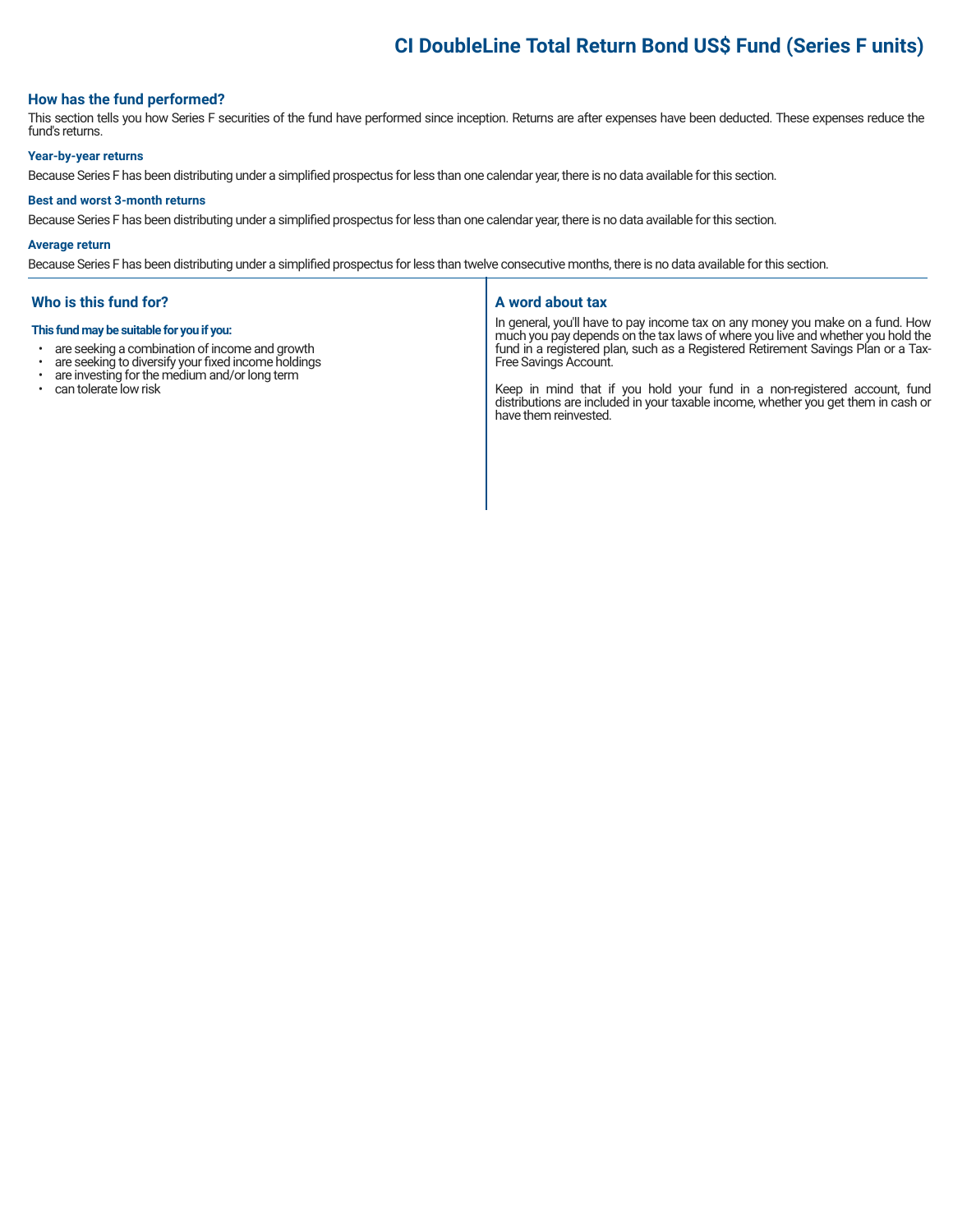# CI DoubleLine Total Return Bond US$ Fund (Series F units)

## How has the fund performed?

This section tells you how Series F securities of the fund have performed since inception. Returns are after expenses have been deducted. These expenses reduce the fund's returns.

### Year-by-year returns

Because Series F has been distributing under a simplified prospectus for less than one calendar year, there is no data available for this section.

### Best and worst 3-month returns

Because Series F has been distributing under a simplified prospectus for less than one calendar year, there is no data available for this section.

### Average return

Because Series F has been distributing under a simplified prospectus for less than twelve consecutive months, there is no data available for this section.

## Who is this fund for?

**This fund may be suitable for you if you:**

- are seeking a combination of income and growth
- are seeking to diversify your fixed income holdings
- are investing for the medium and/or long term
- can tolerate low risk

## A word about tax

In general, you'll have to pay income tax on any money you make on a fund. How much you pay depends on the tax laws of where you live and whether you hold the fund in a registered plan, such as a Registered Retirement Savings Plan or a Tax-Free Savings Account.

Keep in mind that if you hold your fund in a non-registered account, fund distributions are included in your taxable income, whether you get them in cash or have them reinvested.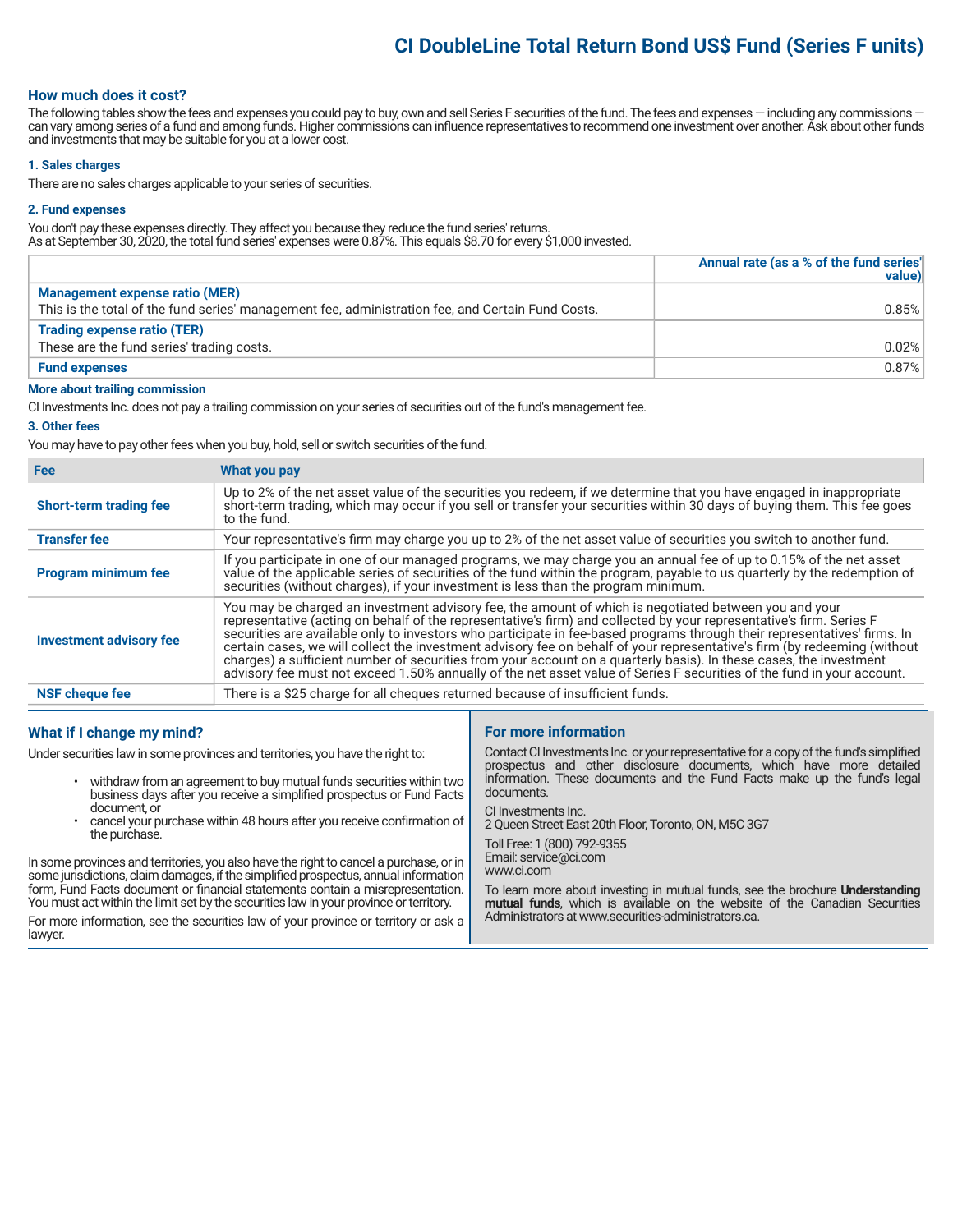# CI DoubleLine Total Return Bond US$ Fund (Series F units)

## How much does it cost?

The following tables show the fees and expenses you could pay to buy, own and sell Series F securities of the fund. The fees and expenses — including any commissions — can vary among series of a fund and among funds. Higher commissions can influence representatives to recommend one investment over another. Ask about other funds and investments that may be suitable for you at a lower cost.

### 1. Sales charges

There are no sales charges applicable to your series of securities.

### 2. Fund expenses

You don't pay these expenses directly. They affect you because they reduce the fund series' returns.
As at September 30, 2020, the total fund series' expenses were 0.87%. This equals $8.70 for every $1,000 invested.

| | Annual rate (as a % of the fund series' value) |
|---|---|
| **Management expense ratio (MER)**<br>This is the total of the fund series' management fee, administration fee, and Certain Fund Costs. | 0.85% |
| **Trading expense ratio (TER)**<br>These are the fund series' trading costs. | 0.02% |
| **Fund expenses** | 0.87% |

#### More about trailing commission

CI Investments Inc. does not pay a trailing commission on your series of securities out of the fund's management fee.

### 3. Other fees

You may have to pay other fees when you buy, hold, sell or switch securities of the fund.

| Fee | What you pay |
|---|---|
| **Short-term trading fee** | Up to 2% of the net asset value of the securities you redeem, if we determine that you have engaged in inappropriate short-term trading, which may occur if you sell or transfer your securities within 30 days of buying them. This fee goes to the fund. |
| **Transfer fee** | Your representative's firm may charge you up to 2% of the net asset value of securities you switch to another fund. |
| **Program minimum fee** | If you participate in one of our managed programs, we may charge you an annual fee of up to 0.15% of the net asset value of the applicable series of securities of the fund within the program, payable to us quarterly by the redemption of securities (without charges), if your investment is less than the program minimum. |
| **Investment advisory fee** | You may be charged an investment advisory fee, the amount of which is negotiated between you and your representative (acting on behalf of the representative's firm) and collected by your representative's firm. Series F securities are available only to investors who participate in fee-based programs through their representatives' firms. In certain cases, we will collect the investment advisory fee on behalf of your representative's firm (by redeeming (without charges) a sufficient number of securities from your account on a quarterly basis). In these cases, the investment advisory fee must not exceed 1.50% annually of the net asset value of Series F securities of the fund in your account. |
| **NSF cheque fee** | There is a $25 charge for all cheques returned because of insufficient funds. |

## What if I change my mind?

Under securities law in some provinces and territories, you have the right to:

- withdraw from an agreement to buy mutual funds securities within two business days after you receive a simplified prospectus or Fund Facts document, or
- cancel your purchase within 48 hours after you receive confirmation of the purchase.

In some provinces and territories, you also have the right to cancel a purchase, or in some jurisdictions, claim damages, if the simplified prospectus, annual information form, Fund Facts document or financial statements contain a misrepresentation. You must act within the limit set by the securities law in your province or territory.

For more information, see the securities law of your province or territory or ask a lawyer.

## For more information

Contact CI Investments Inc. or your representative for a copy of the fund's simplified prospectus and other disclosure documents, which have more detailed information. These documents and the Fund Facts make up the fund's legal documents.

CI Investments Inc.
2 Queen Street East 20th Floor, Toronto, ON, M5C 3G7

Toll Free: 1 (800) 792-9355
Email: service@ci.com
www.ci.com

To learn more about investing in mutual funds, see the brochure **Understanding mutual funds**, which is available on the website of the Canadian Securities Administrators at www.securities-administrators.ca.